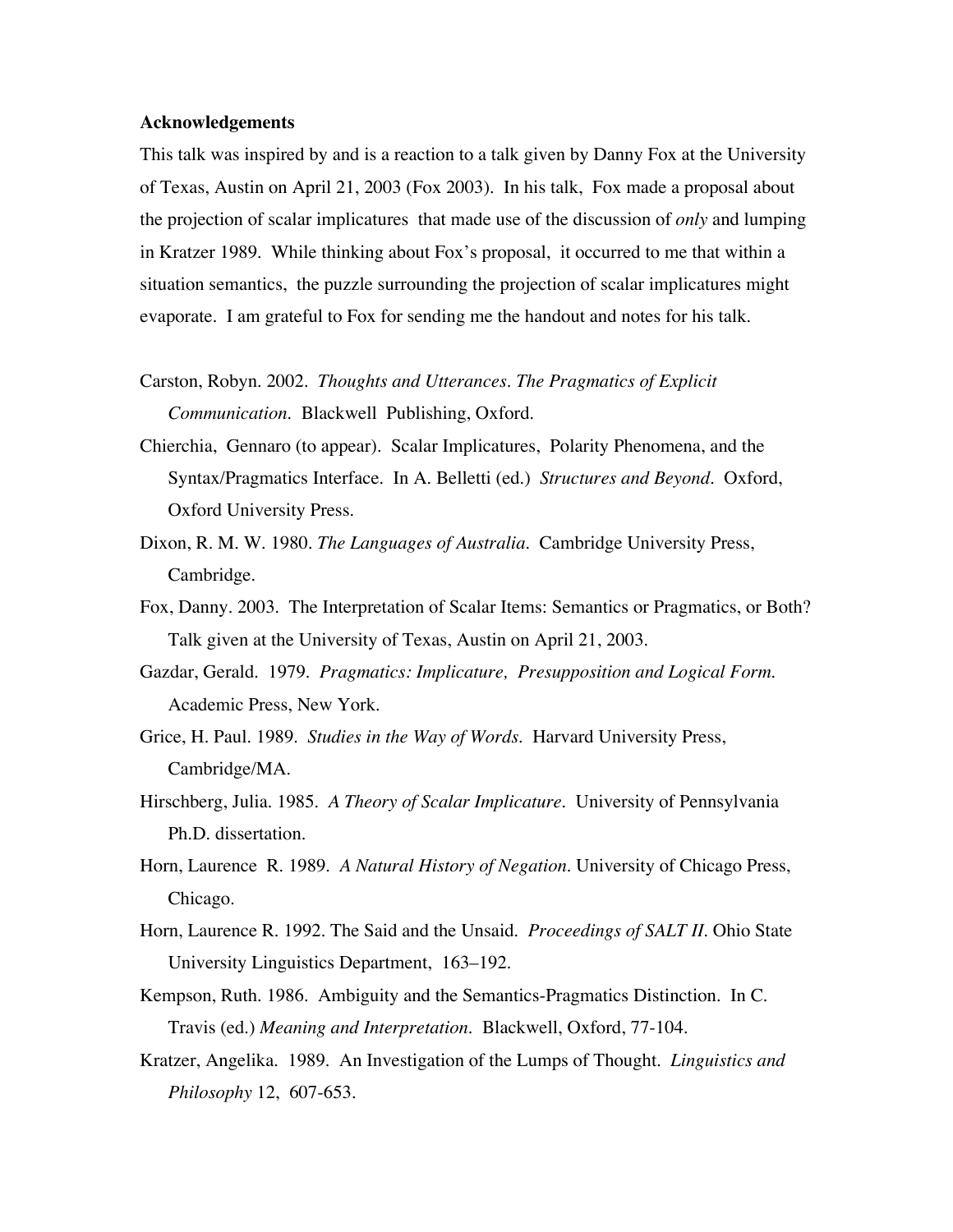**Acknowledgements**

This talk was inspired by and is a reaction to a talk given by Danny Fox at the University of Texas, Austin on April 21, 2003 (Fox 2003). In his talk, Fox made a proposal about the projection of scalar implicatures that made use of the discussion of *only* and lumping in Kratzer 1989. While thinking about Fox's proposal, it occurred to me that within a situation semantics, the puzzle surrounding the projection of scalar implicatures might evaporate. I am grateful to Fox for sending me the handout and notes for his talk.

Carston, Robyn. 2002. *Thoughts and Utterances. The Pragmatics of Explicit Communication*. Blackwell Publishing, Oxford.

Chierchia, Gennaro (to appear). Scalar Implicatures, Polarity Phenomena, and the Syntax/Pragmatics Interface. In A. Belletti (ed.) *Structures and Beyond*. Oxford, Oxford University Press.

Dixon, R. M. W. 1980. *The Languages of Australia*. Cambridge University Press, Cambridge.

Fox, Danny. 2003. The Interpretation of Scalar Items: Semantics or Pragmatics, or Both? Talk given at the University of Texas, Austin on April 21, 2003.

Gazdar, Gerald. 1979. *Pragmatics: Implicature, Presupposition and Logical Form.* Academic Press, New York.

Grice, H. Paul. 1989. *Studies in the Way of Words.* Harvard University Press, Cambridge/MA.

Hirschberg, Julia. 1985. *A Theory of Scalar Implicature*. University of Pennsylvania Ph.D. dissertation.

Horn, Laurence R. 1989. *A Natural History of Negation.* University of Chicago Press, Chicago.

Horn, Laurence R. 1992. The Said and the Unsaid. *Proceedings of SALT II*. Ohio State University Linguistics Department, 163–192.

Kempson, Ruth. 1986. Ambiguity and the Semantics-Pragmatics Distinction. In C. Travis (ed.) *Meaning and Interpretation*. Blackwell, Oxford, 77-104.

Kratzer, Angelika. 1989. An Investigation of the Lumps of Thought. *Linguistics and Philosophy* 12, 607-653.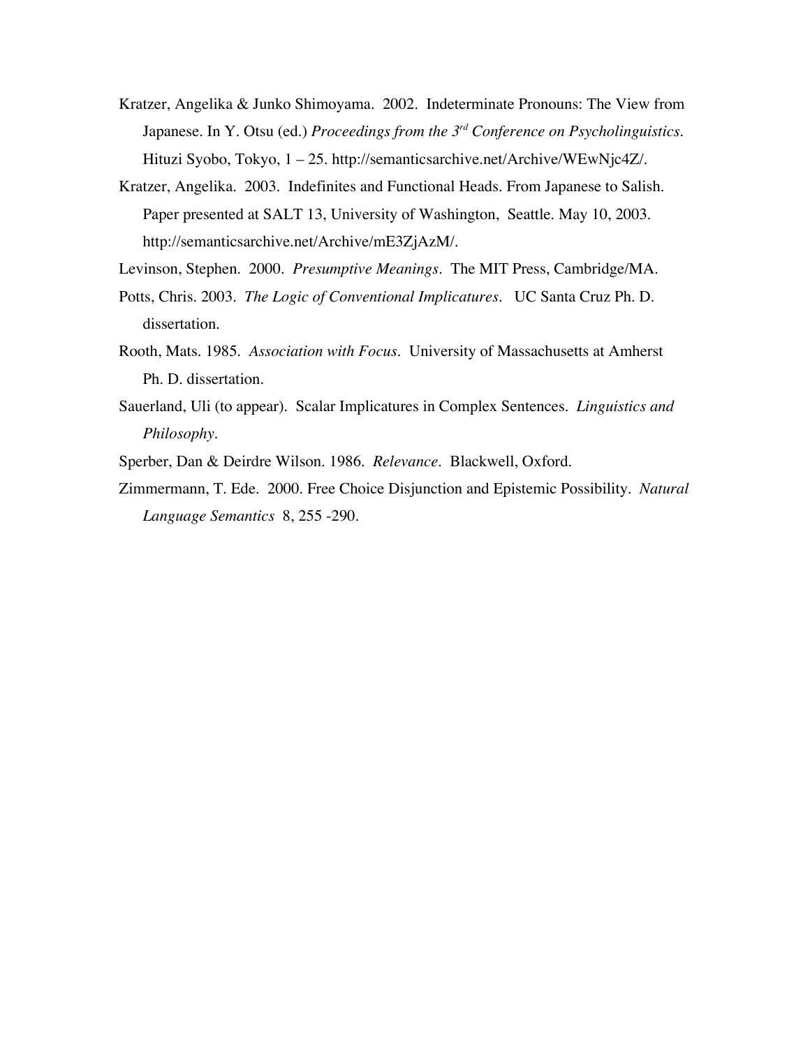Kratzer, Angelika & Junko Shimoyama. 2002. Indeterminate Pronouns: The View from Japanese. In Y. Otsu (ed.) *Proceedings from the 3rd Conference on Psycholinguistics*. Hituzi Syobo, Tokyo, 1 – 25. http://semanticsarchive.net/Archive/WEwNjc4Z/.

Kratzer, Angelika. 2003. Indefinites and Functional Heads. From Japanese to Salish. Paper presented at SALT 13, University of Washington, Seattle. May 10, 2003. http://semanticsarchive.net/Archive/mE3ZjAzM/.

Levinson, Stephen. 2000. *Presumptive Meanings*. The MIT Press, Cambridge/MA.

Potts, Chris. 2003. *The Logic of Conventional Implicatures*. UC Santa Cruz Ph. D. dissertation.

Rooth, Mats. 1985. *Association with Focus*. University of Massachusetts at Amherst Ph. D. dissertation.

Sauerland, Uli (to appear). Scalar Implicatures in Complex Sentences. *Linguistics and Philosophy*.

Sperber, Dan & Deirdre Wilson. 1986. *Relevance*. Blackwell, Oxford.

Zimmermann, T. Ede. 2000. Free Choice Disjunction and Epistemic Possibility. *Natural Language Semantics* 8, 255 -290.